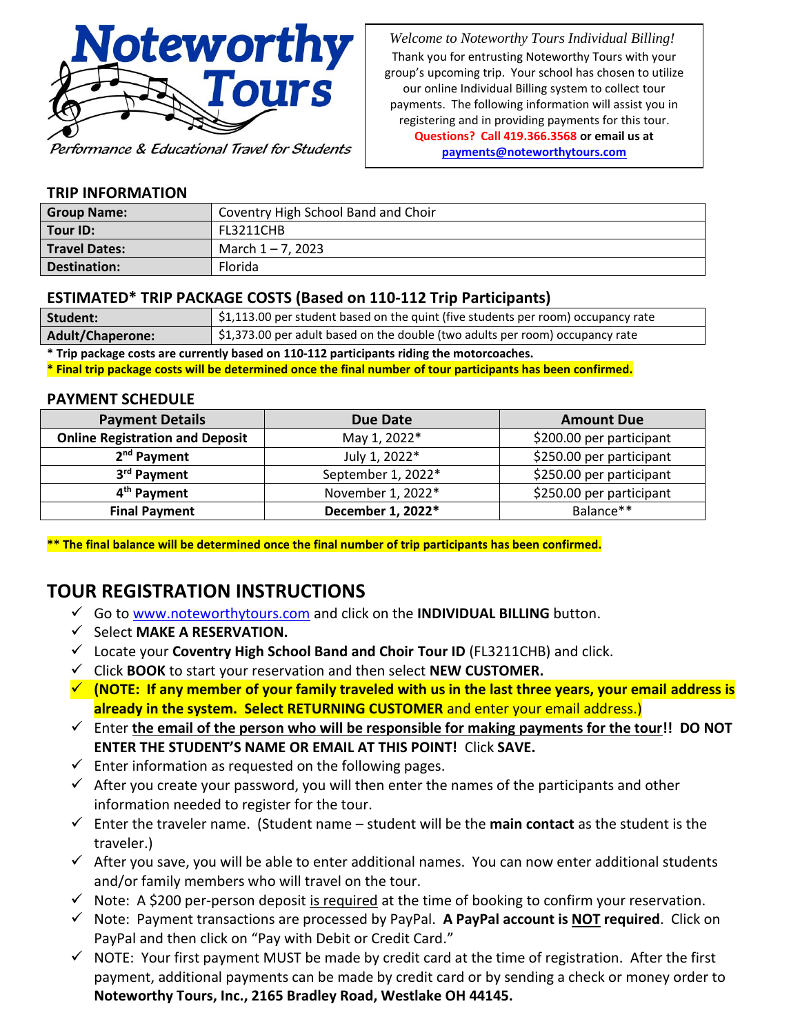# Noteworthy Tours

Performance & Educational Travel for Students

*Welcome to Noteworthy Tours Individual Billing!*
Thank you for entrusting Noteworthy Tours with your group's upcoming trip. Your school has chosen to utilize our online Individual Billing system to collect tour payments. The following information will assist you in registering and in providing payments for this tour.
**Questions? Call 419.366.3568 or email us at payments@noteworthytours.com**

## TRIP INFORMATION

| | |
|---|---|
| **Group Name:** | Coventry High School Band and Choir |
| **Tour ID:** | FL3211CHB |
| **Travel Dates:** | March 1 – 7, 2023 |
| **Destination:** | Florida |

## ESTIMATED* TRIP PACKAGE COSTS (Based on 110-112 Trip Participants)

| | |
|---|---|
| **Student:** | $1,113.00 per student based on the quint (five students per room) occupancy rate |
| **Adult/Chaperone:** | $1,373.00 per adult based on the double (two adults per room) occupancy rate |

**\* Trip package costs are currently based on 110-112 participants riding the motorcoaches.**
**\* Final trip package costs will be determined once the final number of tour participants has been confirmed.**

## PAYMENT SCHEDULE

| Payment Details | Due Date | Amount Due |
|---|---|---|
| **Online Registration and Deposit** | May 1, 2022* | $200.00 per participant |
| **2nd Payment** | July 1, 2022* | $250.00 per participant |
| **3rd Payment** | September 1, 2022* | $250.00 per participant |
| **4th Payment** | November 1, 2022* | $250.00 per participant |
| **Final Payment** | **December 1, 2022*** | Balance** |

**\*\* The final balance will be determined once the final number of trip participants has been confirmed.**

# TOUR REGISTRATION INSTRUCTIONS

- ✓ Go to www.noteworthytours.com and click on the **INDIVIDUAL BILLING** button.
- ✓ Select **MAKE A RESERVATION.**
- ✓ Locate your **Coventry High School Band and Choir Tour ID** (FL3211CHB) and click.
- ✓ Click **BOOK** to start your reservation and then select **NEW CUSTOMER.**
- ✓ **(NOTE: If any member of your family traveled with us in the last three years, your email address is already in the system. Select RETURNING CUSTOMER** and enter your email address.)
- ✓ Enter **the email of the person who will be responsible for making payments for the tour!! DO NOT ENTER THE STUDENT'S NAME OR EMAIL AT THIS POINT!** Click **SAVE.**
- ✓ Enter information as requested on the following pages.
- ✓ After you create your password, you will then enter the names of the participants and other information needed to register for the tour.
- ✓ Enter the traveler name. (Student name – student will be the **main contact** as the student is the traveler.)
- ✓ After you save, you will be able to enter additional names. You can now enter additional students and/or family members who will travel on the tour.
- ✓ Note: A $200 per-person deposit is required at the time of booking to confirm your reservation.
- ✓ Note: Payment transactions are processed by PayPal. **A PayPal account is NOT required**. Click on PayPal and then click on "Pay with Debit or Credit Card."
- ✓ NOTE: Your first payment MUST be made by credit card at the time of registration. After the first payment, additional payments can be made by credit card or by sending a check or money order to **Noteworthy Tours, Inc., 2165 Bradley Road, Westlake OH 44145.**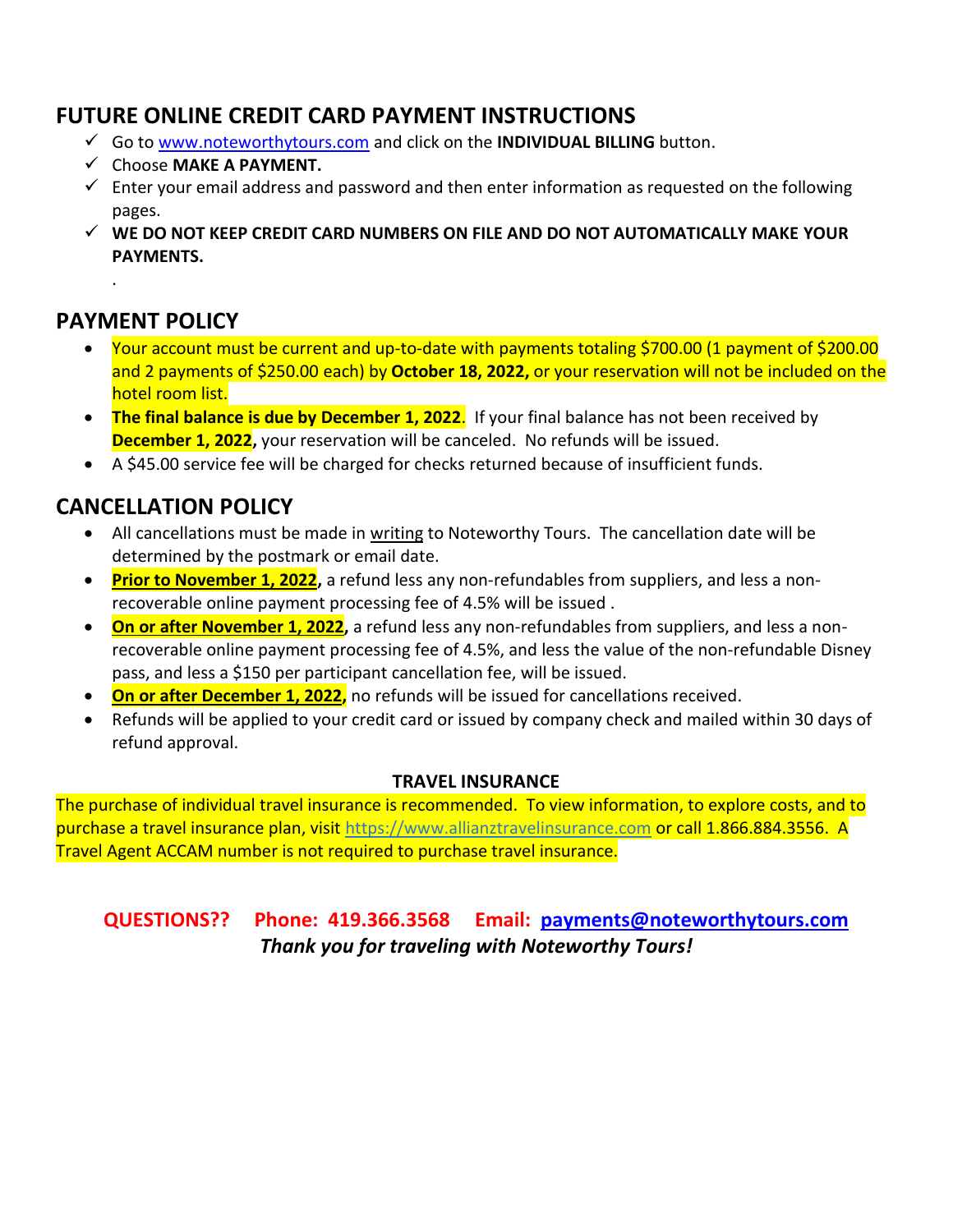## FUTURE ONLINE CREDIT CARD PAYMENT INSTRUCTIONS

- ✓ Go to www.noteworthytours.com and click on the **INDIVIDUAL BILLING** button.
- ✓ Choose **MAKE A PAYMENT.**
- ✓ Enter your email address and password and then enter information as requested on the following pages.
- ✓ **WE DO NOT KEEP CREDIT CARD NUMBERS ON FILE AND DO NOT AUTOMATICALLY MAKE YOUR PAYMENTS.**

.

## PAYMENT POLICY

- Your account must be current and up-to-date with payments totaling $700.00 (1 payment of $200.00 and 2 payments of $250.00 each) by **October 18, 2022,** or your reservation will not be included on the hotel room list.
- **The final balance is due by December 1, 2022**. If your final balance has not been received by **December 1, 2022,** your reservation will be canceled. No refunds will be issued.
- A $45.00 service fee will be charged for checks returned because of insufficient funds.

## CANCELLATION POLICY

- All cancellations must be made in writing to Noteworthy Tours. The cancellation date will be determined by the postmark or email date.
- **Prior to November 1, 2022,** a refund less any non-refundables from suppliers, and less a non-recoverable online payment processing fee of 4.5% will be issued .
- **On or after November 1, 2022,** a refund less any non-refundables from suppliers, and less a non-recoverable online payment processing fee of 4.5%, and less the value of the non-refundable Disney pass, and less a $150 per participant cancellation fee, will be issued.
- **On or after December 1, 2022,** no refunds will be issued for cancellations received.
- Refunds will be applied to your credit card or issued by company check and mailed within 30 days of refund approval.

### TRAVEL INSURANCE

The purchase of individual travel insurance is recommended. To view information, to explore costs, and to purchase a travel insurance plan, visit https://www.allianztravelinsurance.com or call 1.866.884.3556. A Travel Agent ACCAM number is not required to purchase travel insurance.

**QUESTIONS?? Phone: 419.366.3568 Email: payments@noteworthytours.com**

***Thank you for traveling with Noteworthy Tours!***